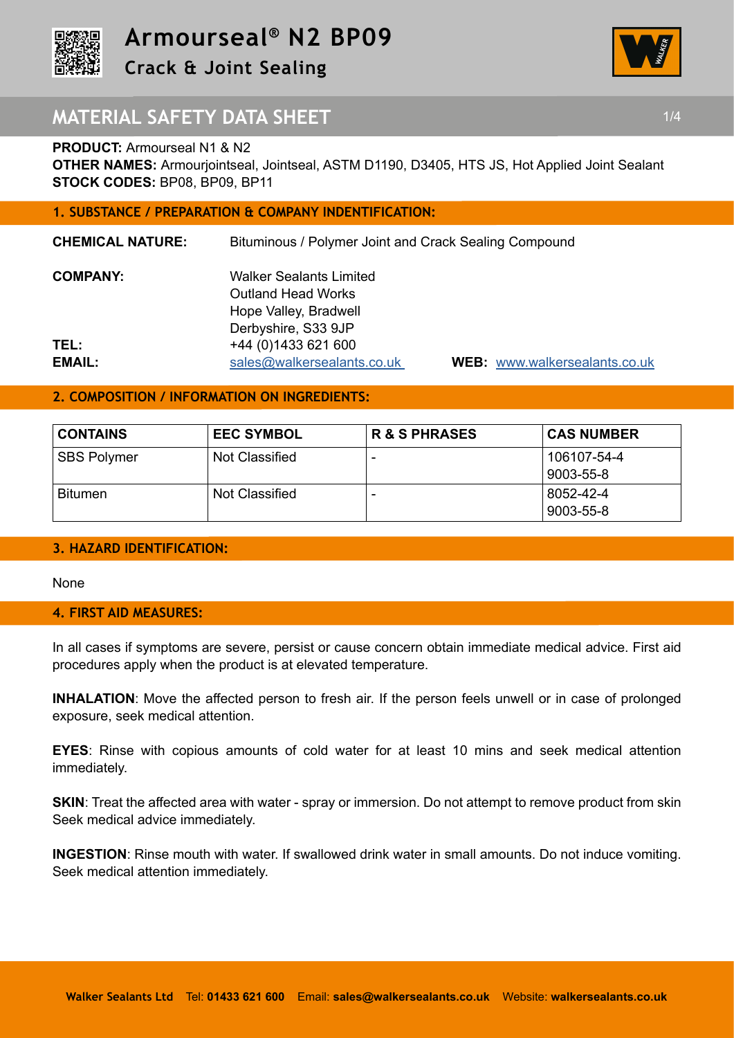# Armourseal® N2 BP09

## Crack & Joint Sealing

## MATERIAL SAFETY DATA SHEET

**PRODUCT:** Armourseal N1 & N2
**OTHER NAMES:** Armourjointseal, Jointseal, ASTM D1190, D3405, HTS JS, Hot Applied Joint Sealant
**STOCK CODES:** BP08, BP09, BP11

### 1. SUBSTANCE / PREPARATION & COMPANY INDENTIFICATION:

**CHEMICAL NATURE:** Bituminous / Polymer Joint and Crack Sealing Compound

**COMPANY:** Walker Sealants Limited
Outland Head Works
Hope Valley, Bradwell
Derbyshire, S33 9JP

**TEL:** +44 (0)1433 621 600

**EMAIL:** sales@walkersealants.co.uk **WEB:** www.walkersealants.co.uk

### 2. COMPOSITION / INFORMATION ON INGREDIENTS:

| CONTAINS | EEC SYMBOL | R & S PHRASES | CAS NUMBER |
|---|---|---|---|
| SBS Polymer | Not Classified | - | 106107-54-4<br>9003-55-8 |
| Bitumen | Not Classified | - | 8052-42-4<br>9003-55-8 |

### 3. HAZARD IDENTIFICATION:

None

### 4. FIRST AID MEASURES:

In all cases if symptoms are severe, persist or cause concern obtain immediate medical advice. First aid procedures apply when the product is at elevated temperature.

**INHALATION**: Move the affected person to fresh air. If the person feels unwell or in case of prolonged exposure, seek medical attention.

**EYES**: Rinse with copious amounts of cold water for at least 10 mins and seek medical attention immediately.

**SKIN**: Treat the affected area with water - spray or immersion. Do not attempt to remove product from skin Seek medical advice immediately.

**INGESTION**: Rinse mouth with water. If swallowed drink water in small amounts. Do not induce vomiting. Seek medical attention immediately.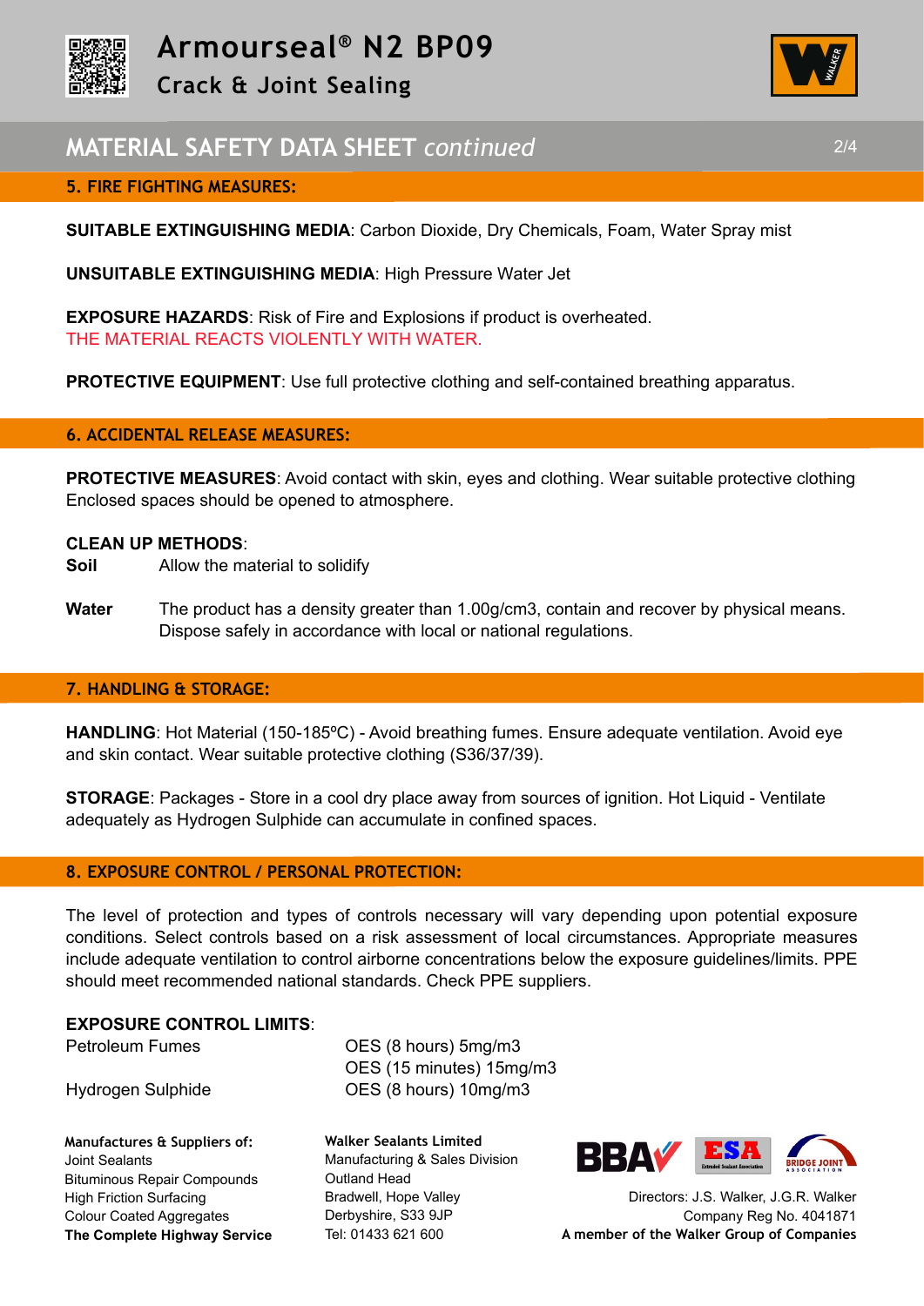## 5. FIRE FIGHTING MEASURES:

**SUITABLE EXTINGUISHING MEDIA**: Carbon Dioxide, Dry Chemicals, Foam, Water Spray mist

**UNSUITABLE EXTINGUISHING MEDIA**: High Pressure Water Jet

**EXPOSURE HAZARDS**: Risk of Fire and Explosions if product is overheated.
THE MATERIAL REACTS VIOLENTLY WITH WATER.

**PROTECTIVE EQUIPMENT**: Use full protective clothing and self-contained breathing apparatus.

## 6. ACCIDENTAL RELEASE MEASURES:

**PROTECTIVE MEASURES**: Avoid contact with skin, eyes and clothing. Wear suitable protective clothing Enclosed spaces should be opened to atmosphere.

**CLEAN UP METHODS**:

**Soil** Allow the material to solidify

**Water** The product has a density greater than 1.00g/cm3, contain and recover by physical means. Dispose safely in accordance with local or national regulations.

## 7. HANDLING & STORAGE:

**HANDLING**: Hot Material (150-185ºC) - Avoid breathing fumes. Ensure adequate ventilation. Avoid eye and skin contact. Wear suitable protective clothing (S36/37/39).

**STORAGE**: Packages - Store in a cool dry place away from sources of ignition. Hot Liquid - Ventilate adequately as Hydrogen Sulphide can accumulate in confined spaces.

## 8. EXPOSURE CONTROL / PERSONAL PROTECTION:

The level of protection and types of controls necessary will vary depending upon potential exposure conditions. Select controls based on a risk assessment of local circumstances. Appropriate measures include adequate ventilation to control airborne concentrations below the exposure guidelines/limits. PPE should meet recommended national standards. Check PPE suppliers.

**EXPOSURE CONTROL LIMITS**:

| | |
|---|---|
| Petroleum Fumes | OES (8 hours) 5mg/m3 |
| | OES (15 minutes) 15mg/m3 |
| Hydrogen Sulphide | OES (8 hours) 10mg/m3 |

**Manufactures & Suppliers of:**
Joint Sealants
Bituminous Repair Compounds
High Friction Surfacing
Colour Coated Aggregates
**The Complete Highway Service**

**Walker Sealants Limited**
Manufacturing & Sales Division
Outland Head
Bradwell, Hope Valley
Derbyshire, S33 9JP
Tel: 01433 621 600

Directors: J.S. Walker, J.G.R. Walker
Company Reg No. 4041871
**A member of the Walker Group of Companies**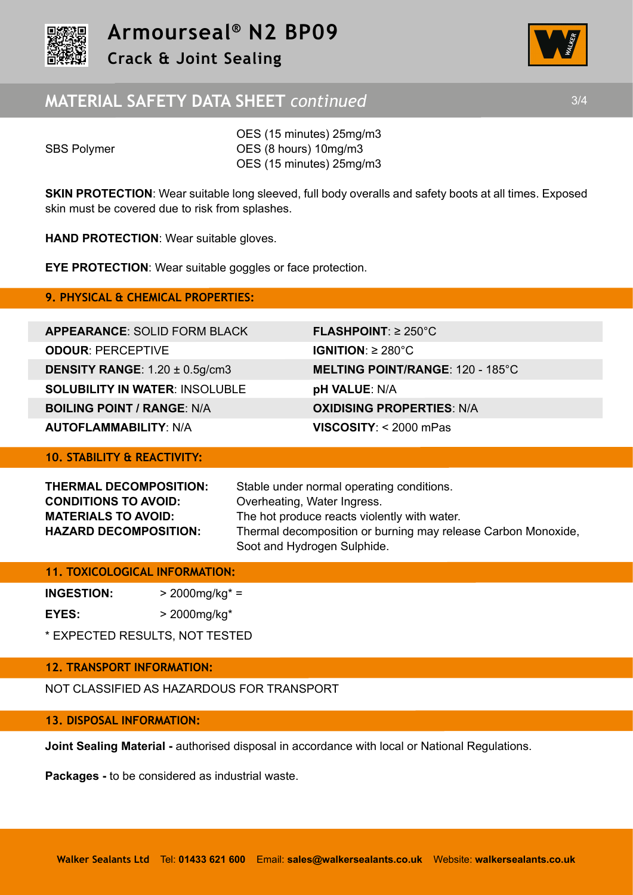| | |
|---|---|
| SBS Polymer | OES (15 minutes) 25mg/m3<br>OES (8 hours) 10mg/m3<br>OES (15 minutes) 25mg/m3 |

**SKIN PROTECTION**: Wear suitable long sleeved, full body overalls and safety boots at all times. Exposed skin must be covered due to risk from splashes.

**HAND PROTECTION**: Wear suitable gloves.

**EYE PROTECTION**: Wear suitable goggles or face protection.

## 9. PHYSICAL & CHEMICAL PROPERTIES:

| | |
|---|---|
| **APPEARANCE**: SOLID FORM BLACK | **FLASHPOINT**: ≥ 250°C |
| **ODOUR**: PERCEPTIVE | **IGNITION**: ≥ 280°C |
| **DENSITY RANGE**: 1.20 ± 0.5g/cm3 | **MELTING POINT/RANGE**: 120 - 185°C |
| **SOLUBILITY IN WATER**: INSOLUBLE | **pH VALUE**: N/A |
| **BOILING POINT / RANGE**: N/A | **OXIDISING PROPERTIES**: N/A |
| **AUTOFLAMMABILITY**: N/A | **VISCOSITY**: < 2000 mPas |

## 10. STABILITY & REACTIVITY:

| | |
|---|---|
| **THERMAL DECOMPOSITION:** | Stable under normal operating conditions. |
| **CONDITIONS TO AVOID:** | Overheating, Water Ingress. |
| **MATERIALS TO AVOID:** | The hot produce reacts violently with water. |
| **HAZARD DECOMPOSITION:** | Thermal decomposition or burning may release Carbon Monoxide, Soot and Hydrogen Sulphide. |

## 11. TOXICOLOGICAL INFORMATION:

| | |
|---|---|
| **INGESTION:** | > 2000mg/kg* = |
| **EYES:** | > 2000mg/kg* |

* EXPECTED RESULTS, NOT TESTED

## 12. TRANSPORT INFORMATION:

NOT CLASSIFIED AS HAZARDOUS FOR TRANSPORT

## 13. DISPOSAL INFORMATION:

**Joint Sealing Material -** authorised disposal in accordance with local or National Regulations.

**Packages -** to be considered as industrial waste.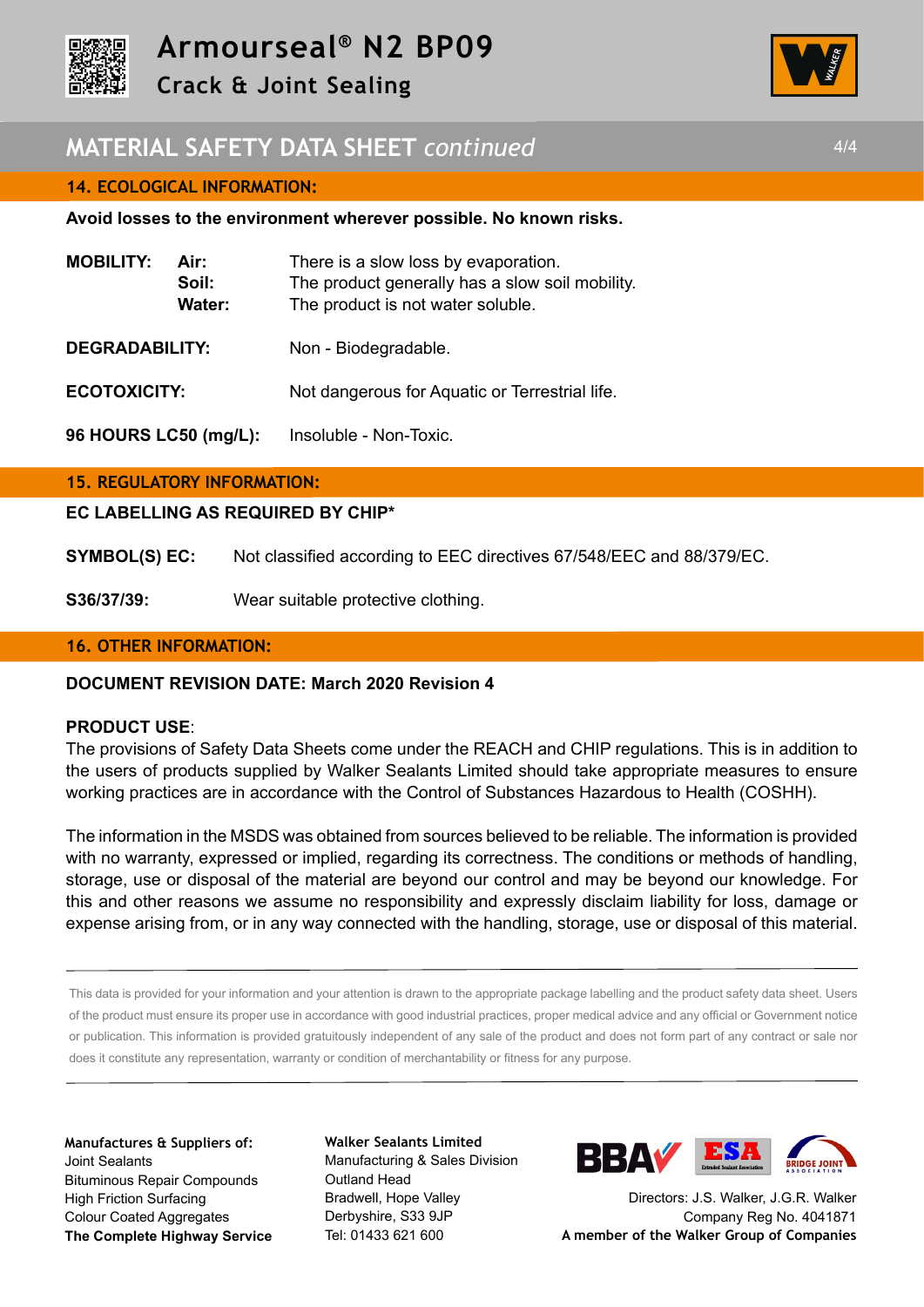## 14. ECOLOGICAL INFORMATION:

**Avoid losses to the environment wherever possible. No known risks.**

| | | |
|---|---|---|
| **MOBILITY:** | **Air:** | There is a slow loss by evaporation. |
| | **Soil:** | The product generally has a slow soil mobility. |
| | **Water:** | The product is not water soluble. |
| **DEGRADABILITY:** | | Non - Biodegradable. |
| **ECOTOXICITY:** | | Not dangerous for Aquatic or Terrestrial life. |
| **96 HOURS LC50 (mg/L):** | | Insoluble - Non-Toxic. |

## 15. REGULATORY INFORMATION:

**EC LABELLING AS REQUIRED BY CHIP***

**SYMBOL(S) EC:** Not classified according to EEC directives 67/548/EEC and 88/379/EC.

**S36/37/39:** Wear suitable protective clothing.

## 16. OTHER INFORMATION:

**DOCUMENT REVISION DATE: March 2020 Revision 4**

**PRODUCT USE**:
The provisions of Safety Data Sheets come under the REACH and CHIP regulations. This is in addition to the users of products supplied by Walker Sealants Limited should take appropriate measures to ensure working practices are in accordance with the Control of Substances Hazardous to Health (COSHH).

The information in the MSDS was obtained from sources believed to be reliable. The information is provided with no warranty, expressed or implied, regarding its correctness. The conditions or methods of handling, storage, use or disposal of the material are beyond our control and may be beyond our knowledge. For this and other reasons we assume no responsibility and expressly disclaim liability for loss, damage or expense arising from, or in any way connected with the handling, storage, use or disposal of this material.

---

This data is provided for your information and your attention is drawn to the appropriate package labelling and the product safety data sheet. Users of the product must ensure its proper use in accordance with good industrial practices, proper medical advice and any official or Government notice or publication. This information is provided gratuitously independent of any sale of the product and does not form part of any contract or sale nor does it constitute any representation, warranty or condition of merchantability or fitness for any purpose.

---

**Manufactures & Suppliers of:**
Joint Sealants
Bituminous Repair Compounds
High Friction Surfacing
Colour Coated Aggregates
**The Complete Highway Service**

**Walker Sealants Limited**
Manufacturing & Sales Division
Outland Head
Bradwell, Hope Valley
Derbyshire, S33 9JP
Tel: 01433 621 600

Directors: J.S. Walker, J.G.R. Walker
Company Reg No. 4041871
**A member of the Walker Group of Companies**